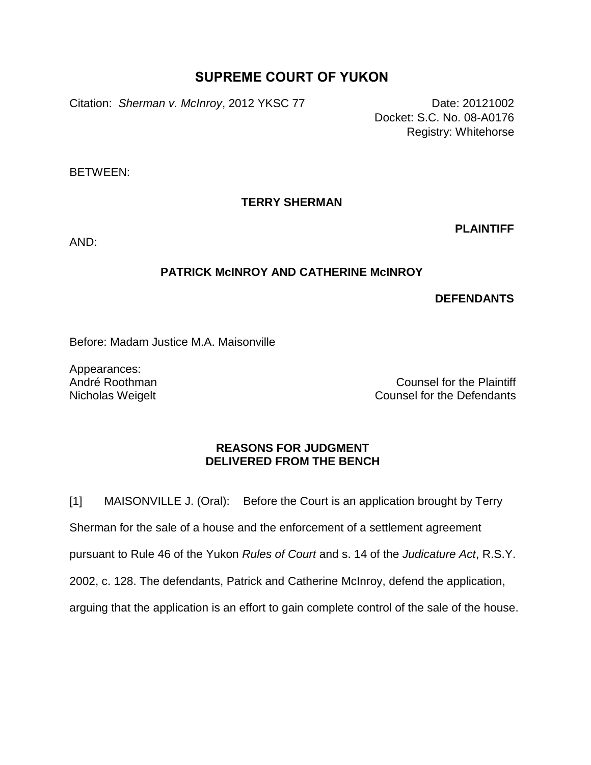# SUPREME COURT OF YUKON

Citation: *Sherman v. McInroy*, 2012 YKSC 77

Date: 20121002
Docket: S.C. No. 08-A0176
Registry: Whitehorse

BETWEEN:

**TERRY SHERMAN**

**PLAINTIFF**

AND:

**PATRICK McINROY AND CATHERINE McINROY**

**DEFENDANTS**

Before: Madam Justice M.A. Maisonville

Appearances:
André Roothman — Counsel for the Plaintiff
Nicholas Weigelt — Counsel for the Defendants

**REASONS FOR JUDGMENT**
**DELIVERED FROM THE BENCH**

[1] MAISONVILLE J. (Oral): Before the Court is an application brought by Terry Sherman for the sale of a house and the enforcement of a settlement agreement pursuant to Rule 46 of the Yukon *Rules of Court* and s. 14 of the *Judicature Act*, R.S.Y. 2002, c. 128. The defendants, Patrick and Catherine McInroy, defend the application, arguing that the application is an effort to gain complete control of the sale of the house.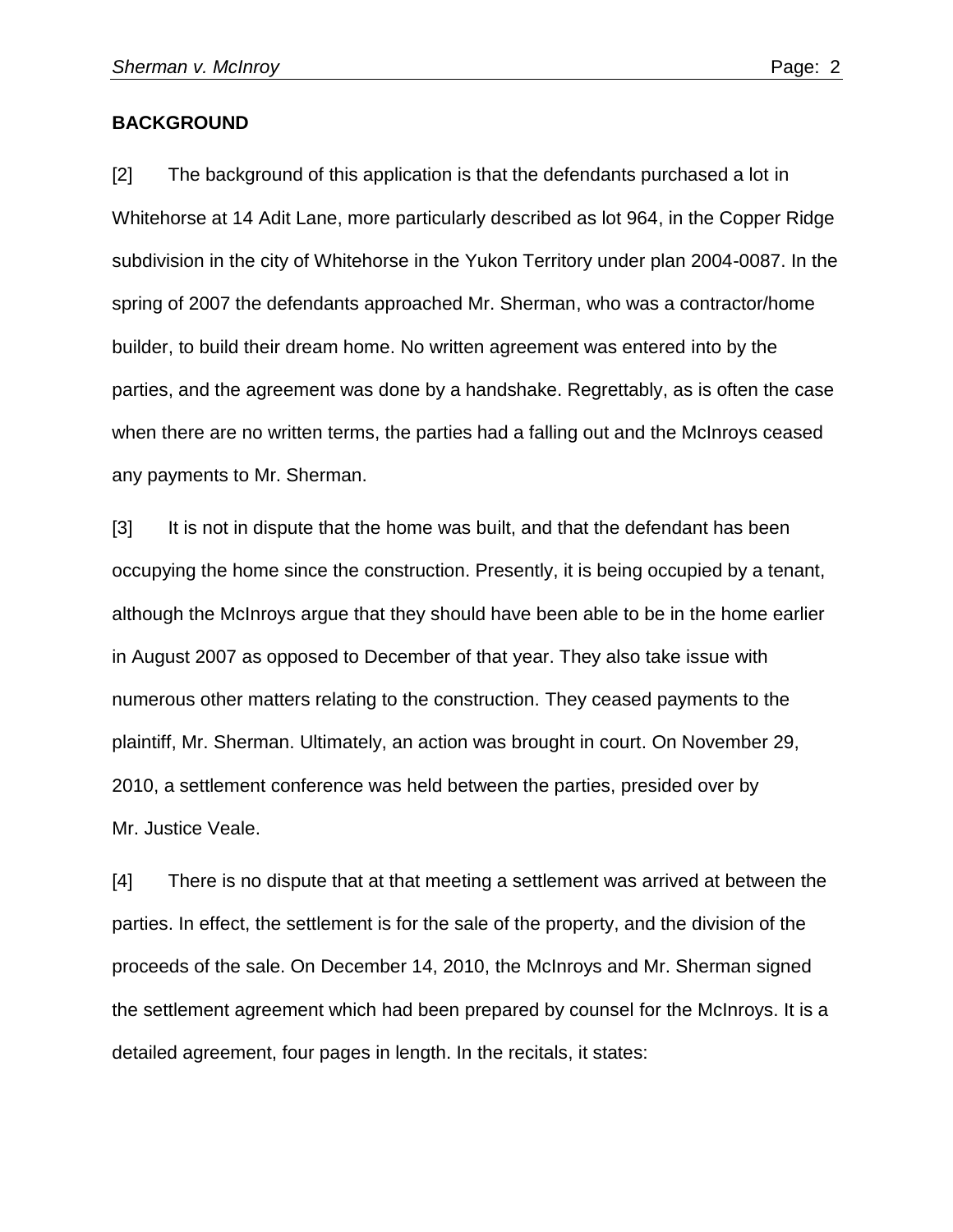**BACKGROUND**

[2] The background of this application is that the defendants purchased a lot in Whitehorse at 14 Adit Lane, more particularly described as lot 964, in the Copper Ridge subdivision in the city of Whitehorse in the Yukon Territory under plan 2004-0087. In the spring of 2007 the defendants approached Mr. Sherman, who was a contractor/home builder, to build their dream home. No written agreement was entered into by the parties, and the agreement was done by a handshake. Regrettably, as is often the case when there are no written terms, the parties had a falling out and the McInroys ceased any payments to Mr. Sherman.

[3] It is not in dispute that the home was built, and that the defendant has been occupying the home since the construction. Presently, it is being occupied by a tenant, although the McInroys argue that they should have been able to be in the home earlier in August 2007 as opposed to December of that year. They also take issue with numerous other matters relating to the construction. They ceased payments to the plaintiff, Mr. Sherman. Ultimately, an action was brought in court. On November 29, 2010, a settlement conference was held between the parties, presided over by Mr. Justice Veale.

[4] There is no dispute that at that meeting a settlement was arrived at between the parties. In effect, the settlement is for the sale of the property, and the division of the proceeds of the sale. On December 14, 2010, the McInroys and Mr. Sherman signed the settlement agreement which had been prepared by counsel for the McInroys. It is a detailed agreement, four pages in length. In the recitals, it states: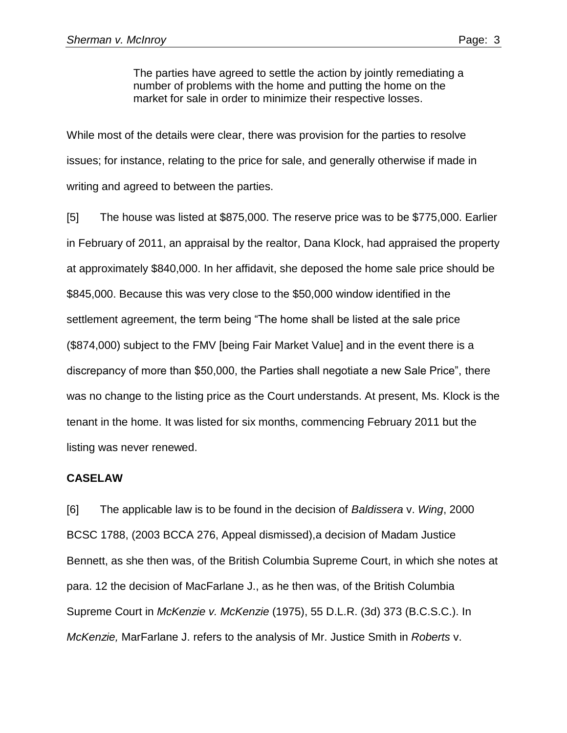> The parties have agreed to settle the action by jointly remediating a number of problems with the home and putting the home on the market for sale in order to minimize their respective losses.

While most of the details were clear, there was provision for the parties to resolve issues; for instance, relating to the price for sale, and generally otherwise if made in writing and agreed to between the parties.

[5] The house was listed at $875,000. The reserve price was to be $775,000. Earlier in February of 2011, an appraisal by the realtor, Dana Klock, had appraised the property at approximately $840,000. In her affidavit, she deposed the home sale price should be $845,000. Because this was very close to the $50,000 window identified in the settlement agreement, the term being "The home shall be listed at the sale price ($874,000) subject to the FMV [being Fair Market Value] and in the event there is a discrepancy of more than $50,000, the Parties shall negotiate a new Sale Price", there was no change to the listing price as the Court understands. At present, Ms. Klock is the tenant in the home. It was listed for six months, commencing February 2011 but the listing was never renewed.

## CASELAW

[6] The applicable law is to be found in the decision of *Baldissera* v. *Wing*, 2000 BCSC 1788, (2003 BCCA 276, Appeal dismissed),a decision of Madam Justice Bennett, as she then was, of the British Columbia Supreme Court, in which she notes at para. 12 the decision of MacFarlane J., as he then was, of the British Columbia Supreme Court in *McKenzie v. McKenzie* (1975), 55 D.L.R. (3d) 373 (B.C.S.C.). In *McKenzie,* MarFarlane J. refers to the analysis of Mr. Justice Smith in *Roberts* v.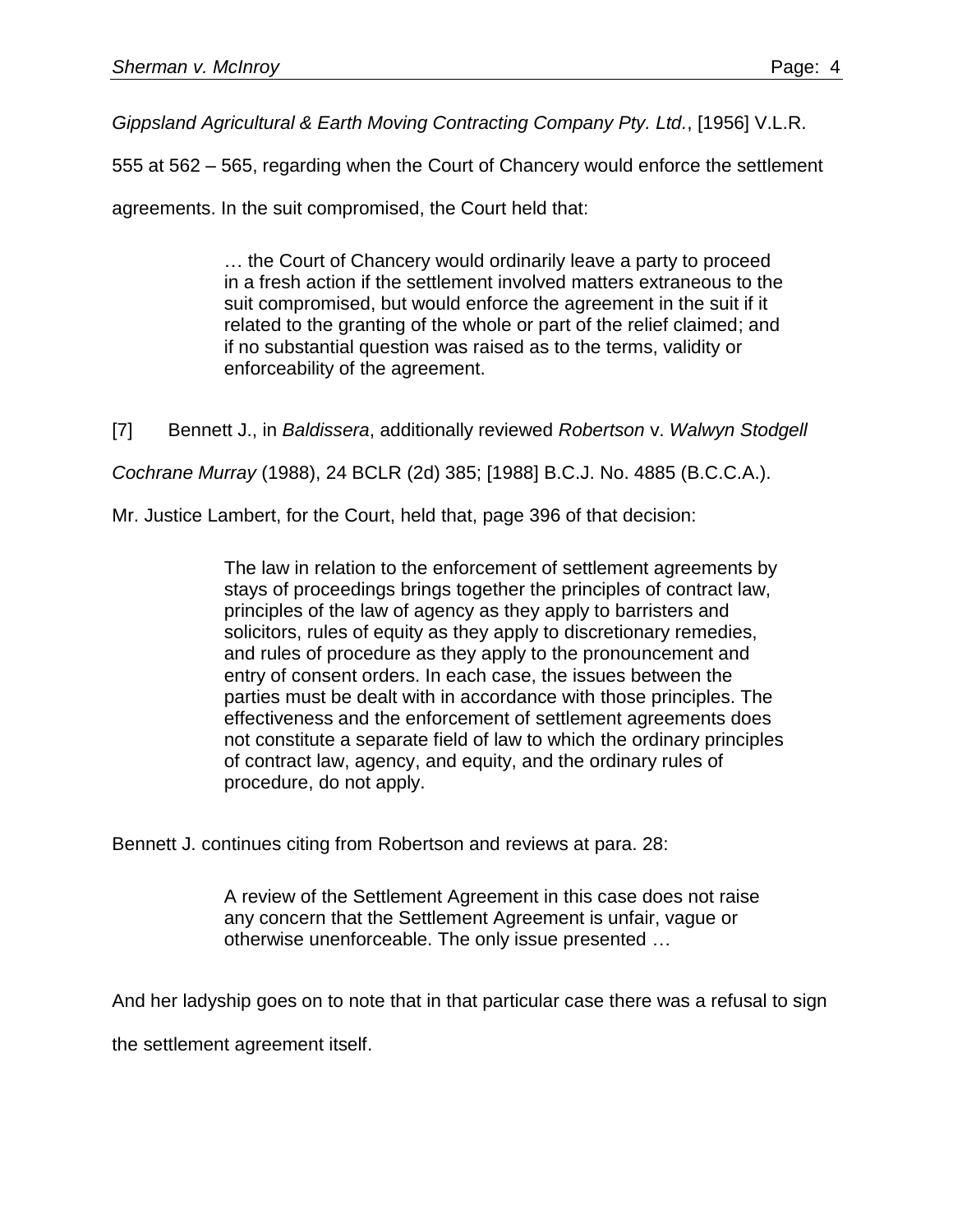*Gippsland Agricultural & Earth Moving Contracting Company Pty. Ltd.*, [1956] V.L.R. 555 at 562 – 565, regarding when the Court of Chancery would enforce the settlement agreements. In the suit compromised, the Court held that:

> … the Court of Chancery would ordinarily leave a party to proceed in a fresh action if the settlement involved matters extraneous to the suit compromised, but would enforce the agreement in the suit if it related to the granting of the whole or part of the relief claimed; and if no substantial question was raised as to the terms, validity or enforceability of the agreement.

[7] Bennett J., in *Baldissera*, additionally reviewed *Robertson* v. *Walwyn Stodgell Cochrane Murray* (1988), 24 BCLR (2d) 385; [1988] B.C.J. No. 4885 (B.C.C.A.). Mr. Justice Lambert, for the Court, held that, page 396 of that decision:

> The law in relation to the enforcement of settlement agreements by stays of proceedings brings together the principles of contract law, principles of the law of agency as they apply to barristers and solicitors, rules of equity as they apply to discretionary remedies, and rules of procedure as they apply to the pronouncement and entry of consent orders. In each case, the issues between the parties must be dealt with in accordance with those principles. The effectiveness and the enforcement of settlement agreements does not constitute a separate field of law to which the ordinary principles of contract law, agency, and equity, and the ordinary rules of procedure, do not apply.

Bennett J. continues citing from Robertson and reviews at para. 28:

> A review of the Settlement Agreement in this case does not raise any concern that the Settlement Agreement is unfair, vague or otherwise unenforceable. The only issue presented …

And her ladyship goes on to note that in that particular case there was a refusal to sign the settlement agreement itself.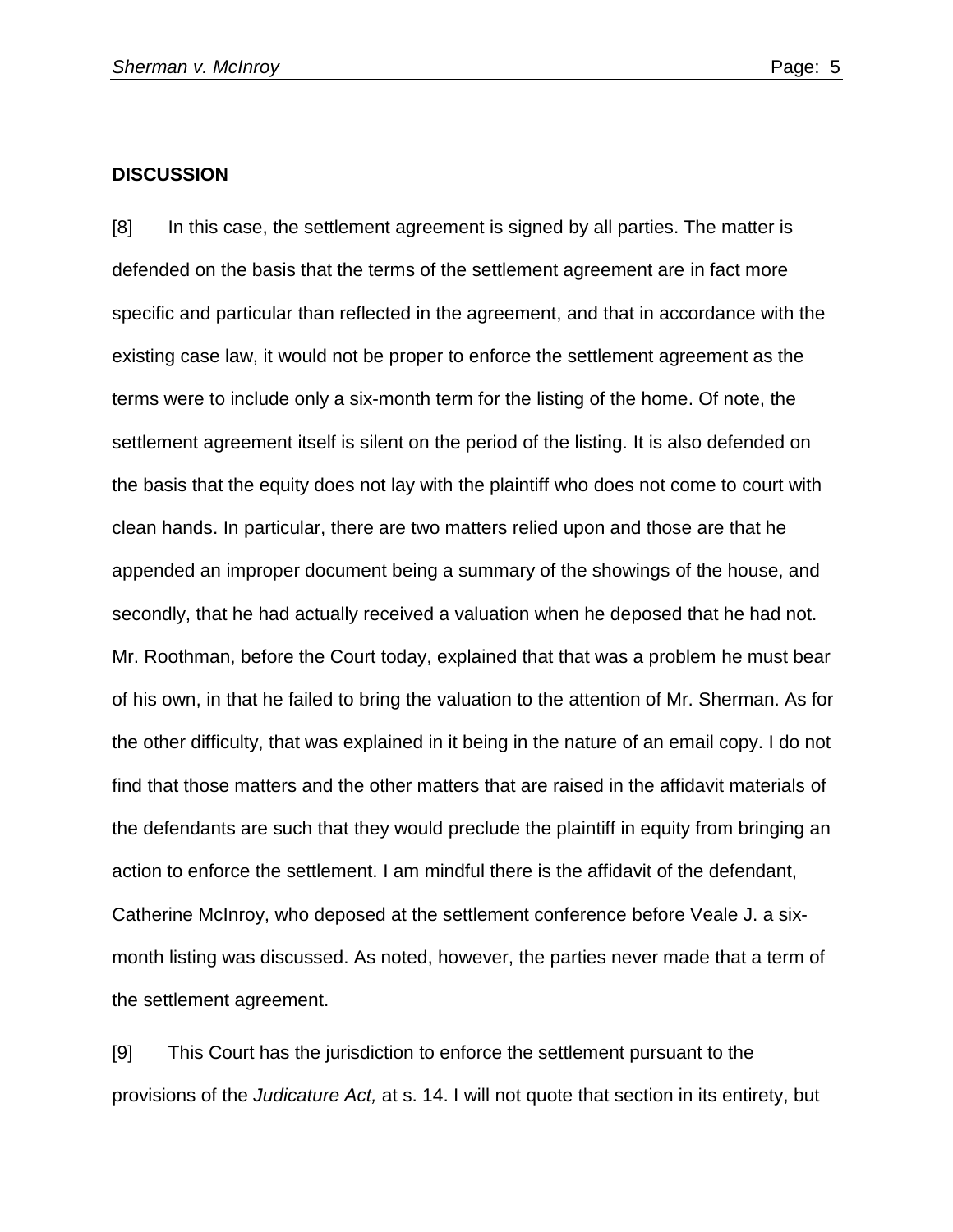**DISCUSSION**

[8] In this case, the settlement agreement is signed by all parties. The matter is defended on the basis that the terms of the settlement agreement are in fact more specific and particular than reflected in the agreement, and that in accordance with the existing case law, it would not be proper to enforce the settlement agreement as the terms were to include only a six-month term for the listing of the home. Of note, the settlement agreement itself is silent on the period of the listing. It is also defended on the basis that the equity does not lay with the plaintiff who does not come to court with clean hands. In particular, there are two matters relied upon and those are that he appended an improper document being a summary of the showings of the house, and secondly, that he had actually received a valuation when he deposed that he had not. Mr. Roothman, before the Court today, explained that that was a problem he must bear of his own, in that he failed to bring the valuation to the attention of Mr. Sherman. As for the other difficulty, that was explained in it being in the nature of an email copy. I do not find that those matters and the other matters that are raised in the affidavit materials of the defendants are such that they would preclude the plaintiff in equity from bringing an action to enforce the settlement. I am mindful there is the affidavit of the defendant, Catherine McInroy, who deposed at the settlement conference before Veale J. a six-month listing was discussed. As noted, however, the parties never made that a term of the settlement agreement.

[9] This Court has the jurisdiction to enforce the settlement pursuant to the provisions of the *Judicature Act,* at s. 14. I will not quote that section in its entirety, but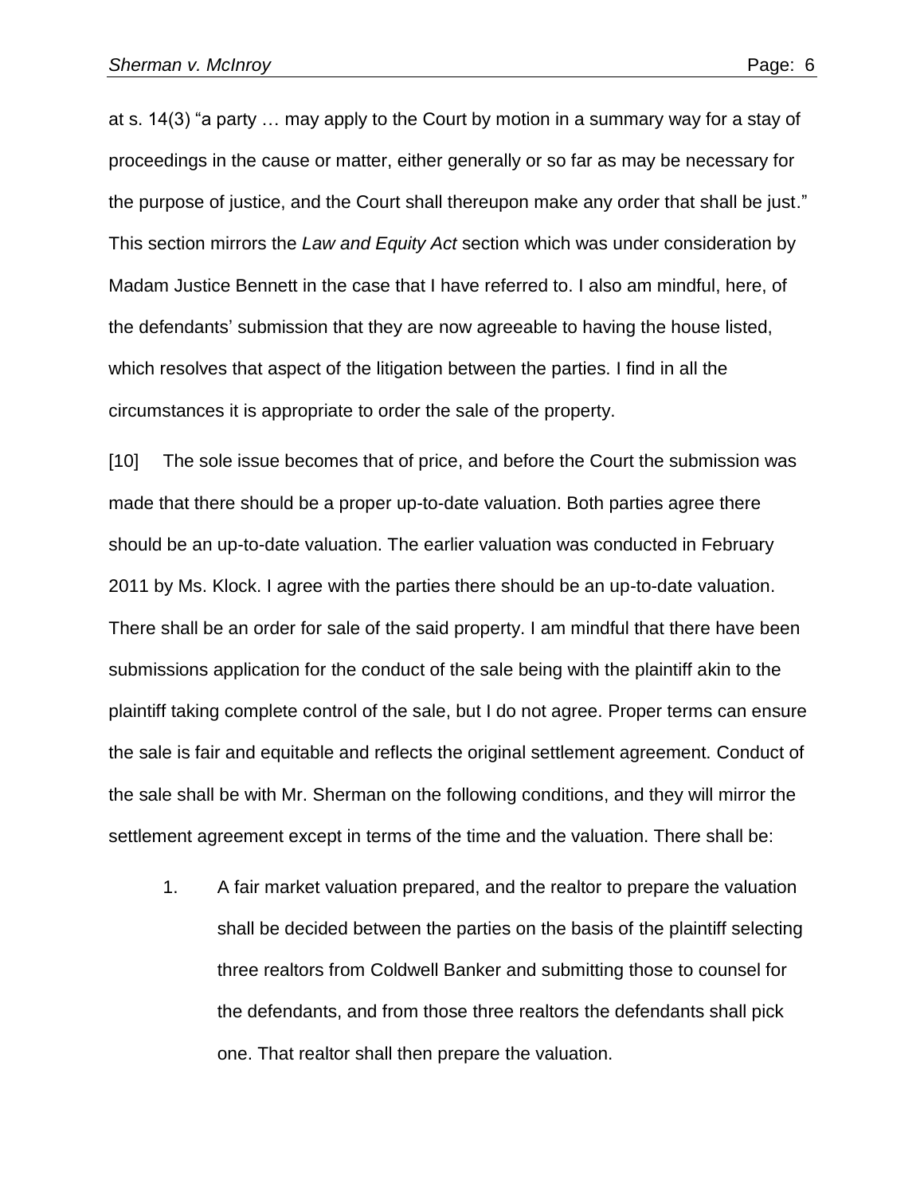at s. 14(3) "a party … may apply to the Court by motion in a summary way for a stay of proceedings in the cause or matter, either generally or so far as may be necessary for the purpose of justice, and the Court shall thereupon make any order that shall be just." This section mirrors the *Law and Equity Act* section which was under consideration by Madam Justice Bennett in the case that I have referred to. I also am mindful, here, of the defendants' submission that they are now agreeable to having the house listed, which resolves that aspect of the litigation between the parties. I find in all the circumstances it is appropriate to order the sale of the property.

[10] The sole issue becomes that of price, and before the Court the submission was made that there should be a proper up-to-date valuation. Both parties agree there should be an up-to-date valuation. The earlier valuation was conducted in February 2011 by Ms. Klock. I agree with the parties there should be an up-to-date valuation. There shall be an order for sale of the said property. I am mindful that there have been submissions application for the conduct of the sale being with the plaintiff akin to the plaintiff taking complete control of the sale, but I do not agree. Proper terms can ensure the sale is fair and equitable and reflects the original settlement agreement. Conduct of the sale shall be with Mr. Sherman on the following conditions, and they will mirror the settlement agreement except in terms of the time and the valuation. There shall be:

1. A fair market valuation prepared, and the realtor to prepare the valuation shall be decided between the parties on the basis of the plaintiff selecting three realtors from Coldwell Banker and submitting those to counsel for the defendants, and from those three realtors the defendants shall pick one. That realtor shall then prepare the valuation.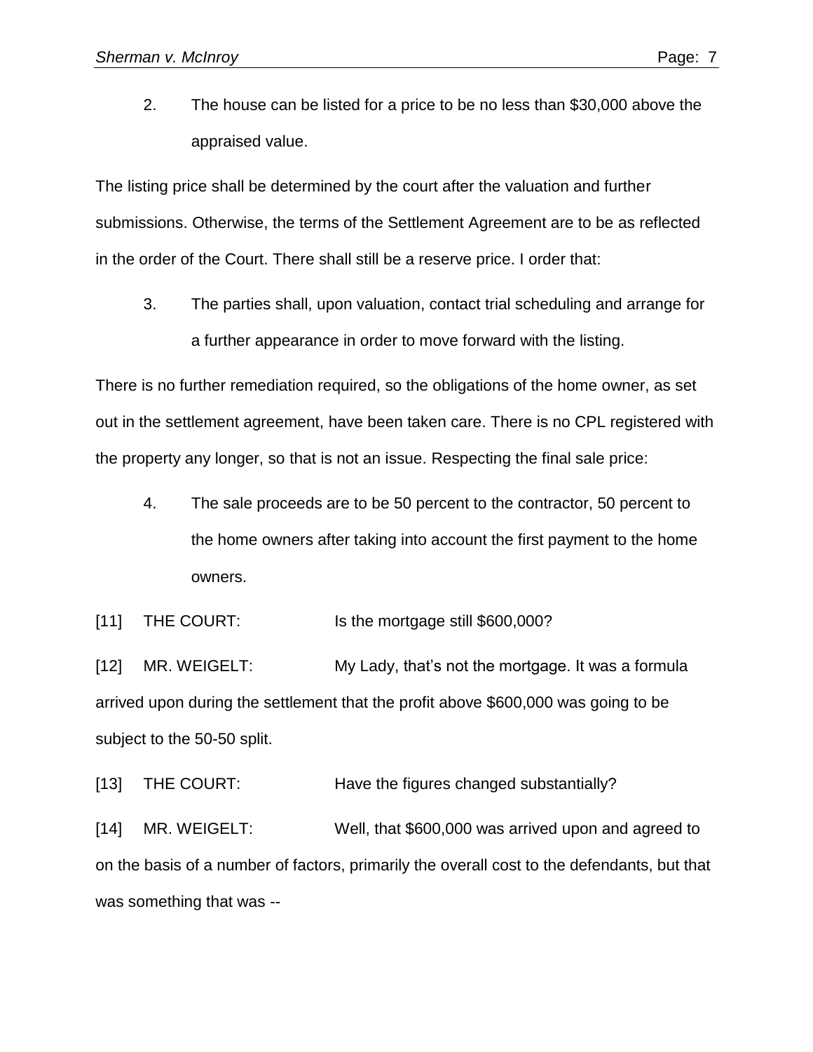2. The house can be listed for a price to be no less than $30,000 above the appraised value.

The listing price shall be determined by the court after the valuation and further submissions. Otherwise, the terms of the Settlement Agreement are to be as reflected in the order of the Court. There shall still be a reserve price. I order that:

3. The parties shall, upon valuation, contact trial scheduling and arrange for a further appearance in order to move forward with the listing.

There is no further remediation required, so the obligations of the home owner, as set out in the settlement agreement, have been taken care. There is no CPL registered with the property any longer, so that is not an issue. Respecting the final sale price:

4. The sale proceeds are to be 50 percent to the contractor, 50 percent to the home owners after taking into account the first payment to the home owners.

[11] THE COURT: Is the mortgage still $600,000?

[12] MR. WEIGELT: My Lady, that's not the mortgage. It was a formula arrived upon during the settlement that the profit above $600,000 was going to be subject to the 50-50 split.

[13] THE COURT: Have the figures changed substantially?

[14] MR. WEIGELT: Well, that $600,000 was arrived upon and agreed to on the basis of a number of factors, primarily the overall cost to the defendants, but that was something that was --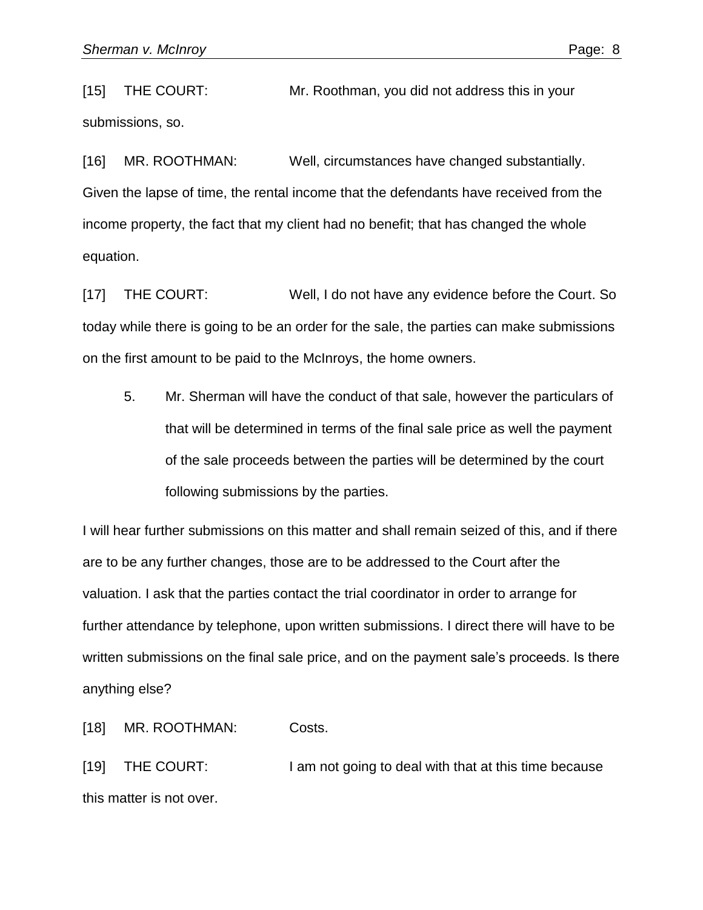[15] THE COURT: Mr. Roothman, you did not address this in your submissions, so.

[16] MR. ROOTHMAN: Well, circumstances have changed substantially. Given the lapse of time, the rental income that the defendants have received from the income property, the fact that my client had no benefit; that has changed the whole equation.

[17] THE COURT: Well, I do not have any evidence before the Court. So today while there is going to be an order for the sale, the parties can make submissions on the first amount to be paid to the McInroys, the home owners.

> 5. Mr. Sherman will have the conduct of that sale, however the particulars of that will be determined in terms of the final sale price as well the payment of the sale proceeds between the parties will be determined by the court following submissions by the parties.

I will hear further submissions on this matter and shall remain seized of this, and if there are to be any further changes, those are to be addressed to the Court after the valuation. I ask that the parties contact the trial coordinator in order to arrange for further attendance by telephone, upon written submissions. I direct there will have to be written submissions on the final sale price, and on the payment sale's proceeds. Is there anything else?

[18] MR. ROOTHMAN: Costs.

[19] THE COURT: I am not going to deal with that at this time because this matter is not over.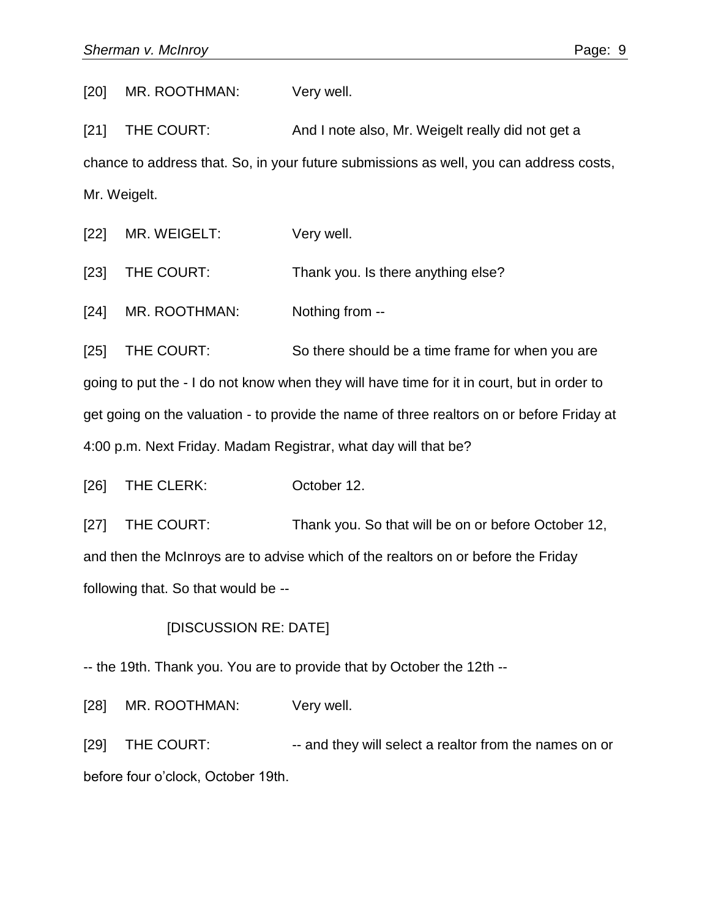[20] MR. ROOTHMAN: Very well.

[21] THE COURT: And I note also, Mr. Weigelt really did not get a chance to address that. So, in your future submissions as well, you can address costs, Mr. Weigelt.

[22] MR. WEIGELT: Very well.

[23] THE COURT: Thank you. Is there anything else?

[24] MR. ROOTHMAN: Nothing from --

[25] THE COURT: So there should be a time frame for when you are going to put the - I do not know when they will have time for it in court, but in order to get going on the valuation - to provide the name of three realtors on or before Friday at 4:00 p.m. Next Friday. Madam Registrar, what day will that be?

[26] THE CLERK: October 12.

[27] THE COURT: Thank you. So that will be on or before October 12, and then the McInroys are to advise which of the realtors on or before the Friday following that. So that would be --

[DISCUSSION RE: DATE]

-- the 19th. Thank you. You are to provide that by October the 12th --

[28] MR. ROOTHMAN: Very well.

[29] THE COURT: -- and they will select a realtor from the names on or before four o'clock, October 19th.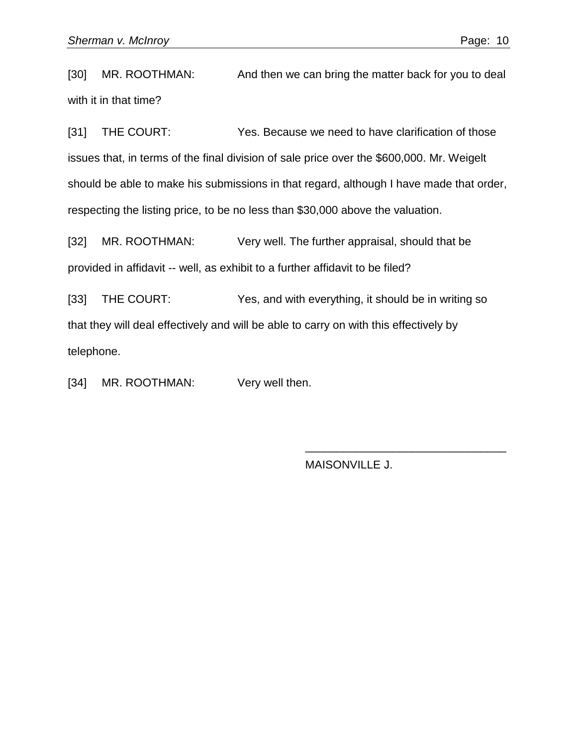[30] MR. ROOTHMAN: And then we can bring the matter back for you to deal with it in that time?

[31] THE COURT: Yes. Because we need to have clarification of those issues that, in terms of the final division of sale price over the $600,000. Mr. Weigelt should be able to make his submissions in that regard, although I have made that order, respecting the listing price, to be no less than $30,000 above the valuation.

[32] MR. ROOTHMAN: Very well. The further appraisal, should that be provided in affidavit -- well, as exhibit to a further affidavit to be filed?

[33] THE COURT: Yes, and with everything, it should be in writing so that they will deal effectively and will be able to carry on with this effectively by telephone.

[34] MR. ROOTHMAN: Very well then.

\_\_\_\_\_\_\_\_\_\_\_\_\_\_\_\_\_\_\_\_\_\_\_\_\_\_\_\_\_\_\_\_

MAISONVILLE J.